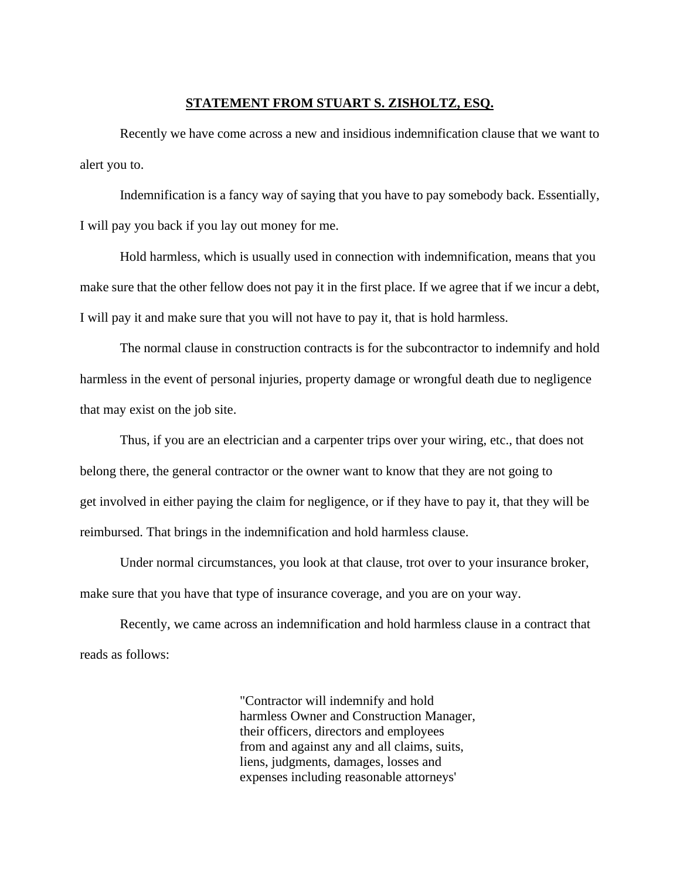**STATEMENT FROM STUART S. ZISHOLTZ, ESQ.**

Recently we have come across a new and insidious indemnification clause that we want to alert you to.

Indemnification is a fancy way of saying that you have to pay somebody back. Essentially, I will pay you back if you lay out money for me.

Hold harmless, which is usually used in connection with indemnification, means that you make sure that the other fellow does not pay it in the first place. If we agree that if we incur a debt, I will pay it and make sure that you will not have to pay it, that is hold harmless.

The normal clause in construction contracts is for the subcontractor to indemnify and hold harmless in the event of personal injuries, property damage or wrongful death due to negligence that may exist on the job site.

Thus, if you are an electrician and a carpenter trips over your wiring, etc., that does not belong there, the general contractor or the owner want to know that they are not going to get involved in either paying the claim for negligence, or if they have to pay it, that they will be reimbursed. That brings in the indemnification and hold harmless clause.

Under normal circumstances, you look at that clause, trot over to your insurance broker, make sure that you have that type of insurance coverage, and you are on your way.

Recently, we came across an indemnification and hold harmless clause in a contract that reads as follows:

> "Contractor will indemnify and hold harmless Owner and Construction Manager, their officers, directors and employees from and against any and all claims, suits, liens, judgments, damages, losses and expenses including reasonable attorneys'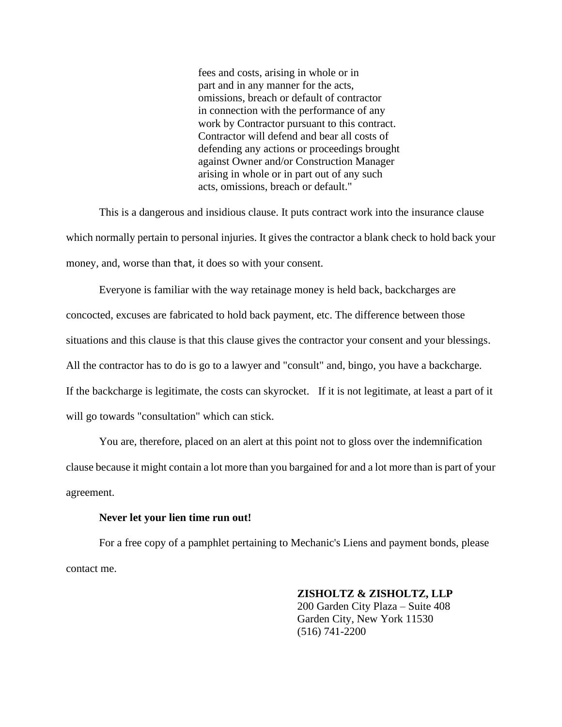> fees and costs, arising in whole or in part and in any manner for the acts, omissions, breach or default of contractor in connection with the performance of any work by Contractor pursuant to this contract. Contractor will defend and bear all costs of defending any actions or proceedings brought against Owner and/or Construction Manager arising in whole or in part out of any such acts, omissions, breach or default."

This is a dangerous and insidious clause. It puts contract work into the insurance clause which normally pertain to personal injuries. It gives the contractor a blank check to hold back your money, and, worse than that, it does so with your consent.

Everyone is familiar with the way retainage money is held back, backcharges are concocted, excuses are fabricated to hold back payment, etc. The difference between those situations and this clause is that this clause gives the contractor your consent and your blessings. All the contractor has to do is go to a lawyer and "consult" and, bingo, you have a backcharge. If the backcharge is legitimate, the costs can skyrocket. If it is not legitimate, at least a part of it will go towards "consultation" which can stick.

You are, therefore, placed on an alert at this point not to gloss over the indemnification clause because it might contain a lot more than you bargained for and a lot more than is part of your agreement.

**Never let your lien time run out!**

For a free copy of a pamphlet pertaining to Mechanic's Liens and payment bonds, please contact me.

**ZISHOLTZ & ZISHOLTZ, LLP**
200 Garden City Plaza – Suite 408
Garden City, New York 11530
(516) 741-2200